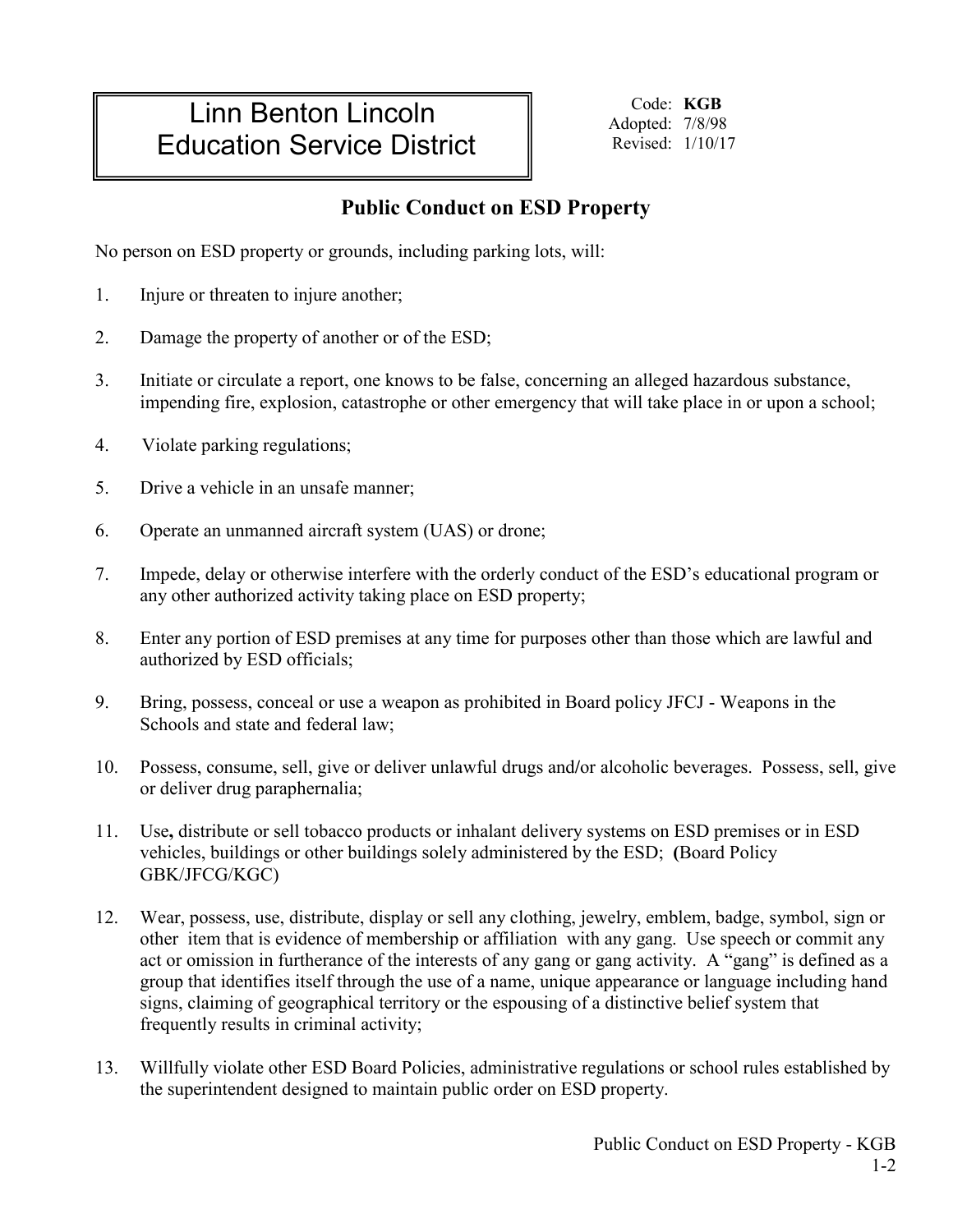# Linn Benton Lincoln Education Service District

Code: **KGB**
Adopted: 7/8/98
Revised: 1/10/17

## Public Conduct on ESD Property

No person on ESD property or grounds, including parking lots, will:

1. Injure or threaten to injure another;

2. Damage the property of another or of the ESD;

3. Initiate or circulate a report, one knows to be false, concerning an alleged hazardous substance, impending fire, explosion, catastrophe or other emergency that will take place in or upon a school;

4. Violate parking regulations;

5. Drive a vehicle in an unsafe manner;

6. Operate an unmanned aircraft system (UAS) or drone;

7. Impede, delay or otherwise interfere with the orderly conduct of the ESD's educational program or any other authorized activity taking place on ESD property;

8. Enter any portion of ESD premises at any time for purposes other than those which are lawful and authorized by ESD officials;

9. Bring, possess, conceal or use a weapon as prohibited in Board policy JFCJ - Weapons in the Schools and state and federal law;

10. Possess, consume, sell, give or deliver unlawful drugs and/or alcoholic beverages. Possess, sell, give or deliver drug paraphernalia;

11. Use**,** distribute or sell tobacco products or inhalant delivery systems on ESD premises or in ESD vehicles, buildings or other buildings solely administered by the ESD; **(**Board Policy GBK/JFCG/KGC)

12. Wear, possess, use, distribute, display or sell any clothing, jewelry, emblem, badge, symbol, sign or other item that is evidence of membership or affiliation with any gang. Use speech or commit any act or omission in furtherance of the interests of any gang or gang activity. A "gang" is defined as a group that identifies itself through the use of a name, unique appearance or language including hand signs, claiming of geographical territory or the espousing of a distinctive belief system that frequently results in criminal activity;

13. Willfully violate other ESD Board Policies, administrative regulations or school rules established by the superintendent designed to maintain public order on ESD property.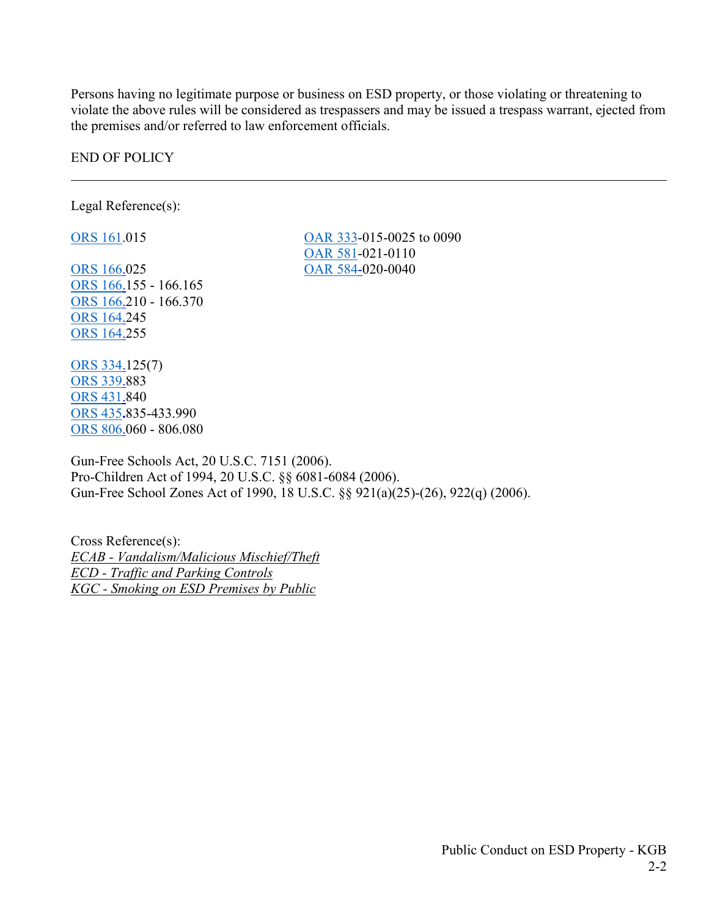Persons having no legitimate purpose or business on ESD property, or those violating or threatening to violate the above rules will be considered as trespassers and may be issued a trespass warrant, ejected from the premises and/or referred to law enforcement officials.

END OF POLICY

---

Legal Reference(s):

ORS 161.015

ORS 166.025
ORS 166.155 - 166.165
ORS 166.210 - 166.370
ORS 164.245
ORS 164.255

ORS 334.125(7)
ORS 339.883
ORS 431.840
ORS 435.835-433.990
ORS 806.060 - 806.080

OAR 333-015-0025 to 0090
OAR 581-021-0110
OAR 584-020-0040

Gun-Free Schools Act, 20 U.S.C. 7151 (2006).
Pro-Children Act of 1994, 20 U.S.C. §§ 6081-6084 (2006).
Gun-Free School Zones Act of 1990, 18 U.S.C. §§ 921(a)(25)-(26), 922(q) (2006).

Cross Reference(s):
*ECAB - Vandalism/Malicious Mischief/Theft*
*ECD - Traffic and Parking Controls*
*KGC - Smoking on ESD Premises by Public*